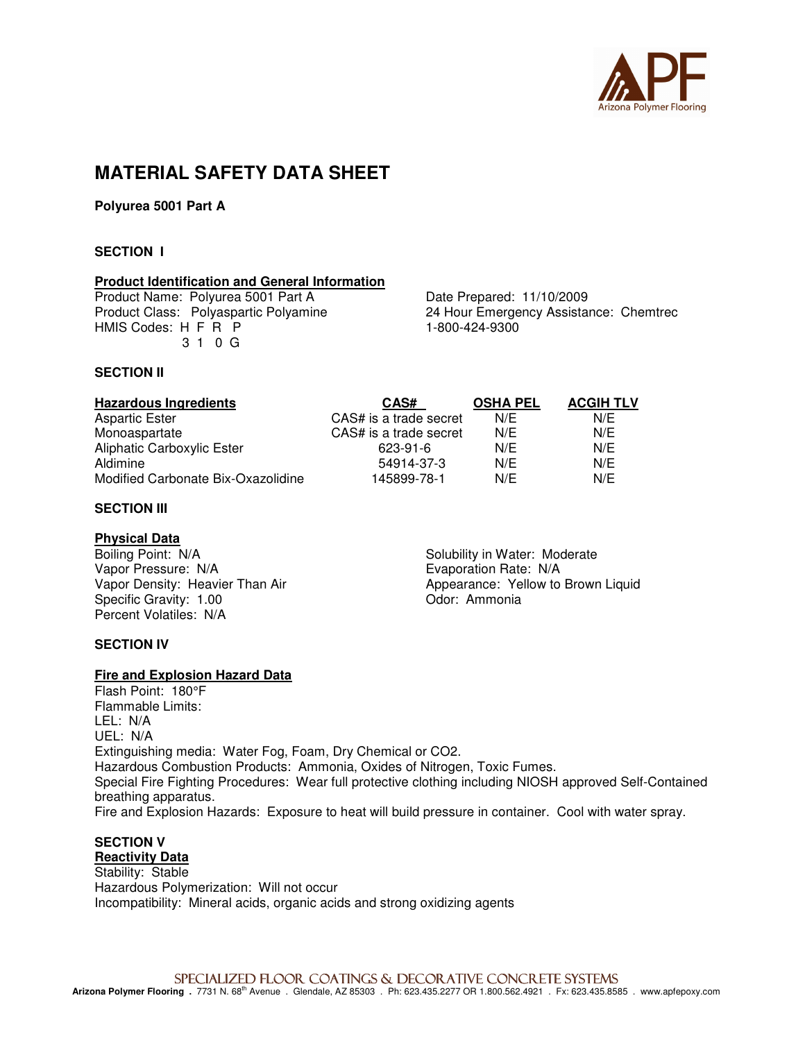# MATERIAL SAFETY DATA SHEET

**Polyurea 5001 Part A**

## SECTION I

### Product Identification and General Information

Product Name: Polyurea 5001 Part A
Product Class: Polyaspartic Polyamine
HMIS Codes: H F R P
3 1 0 G

Date Prepared: 11/10/2009
24 Hour Emergency Assistance: Chemtrec
1-800-424-9300

## SECTION II

| Hazardous Ingredients | CAS# | OSHA PEL | ACGIH TLV |
|---|---|---|---|
| Aspartic Ester | CAS# is a trade secret | N/E | N/E |
| Monoaspartate | CAS# is a trade secret | N/E | N/E |
| Aliphatic Carboxylic Ester | 623-91-6 | N/E | N/E |
| Aldimine | 54914-37-3 | N/E | N/E |
| Modified Carbonate Bix-Oxazolidine | 145899-78-1 | N/E | N/E |

## SECTION III

### Physical Data

Boiling Point: N/A
Vapor Pressure: N/A
Vapor Density: Heavier Than Air
Specific Gravity: 1.00
Percent Volatiles: N/A

Solubility in Water: Moderate
Evaporation Rate: N/A
Appearance: Yellow to Brown Liquid
Odor: Ammonia

## SECTION IV

### Fire and Explosion Hazard Data

Flash Point: 180°F
Flammable Limits:
LEL: N/A
UEL: N/A
Extinguishing media: Water Fog, Foam, Dry Chemical or CO2.
Hazardous Combustion Products: Ammonia, Oxides of Nitrogen, Toxic Fumes.
Special Fire Fighting Procedures: Wear full protective clothing including NIOSH approved Self-Contained breathing apparatus.
Fire and Explosion Hazards: Exposure to heat will build pressure in container. Cool with water spray.

## SECTION V

### Reactivity Data

Stability: Stable
Hazardous Polymerization: Will not occur
Incompatibility: Mineral acids, organic acids and strong oxidizing agents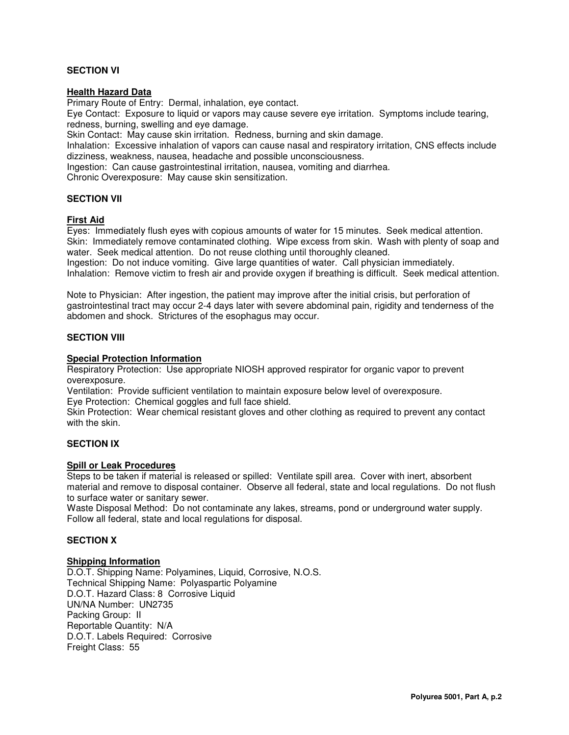## SECTION VI

### Health Hazard Data

Primary Route of Entry: Dermal, inhalation, eye contact.
Eye Contact: Exposure to liquid or vapors may cause severe eye irritation. Symptoms include tearing, redness, burning, swelling and eye damage.
Skin Contact: May cause skin irritation. Redness, burning and skin damage.
Inhalation: Excessive inhalation of vapors can cause nasal and respiratory irritation, CNS effects include dizziness, weakness, nausea, headache and possible unconsciousness.
Ingestion: Can cause gastrointestinal irritation, nausea, vomiting and diarrhea.
Chronic Overexposure: May cause skin sensitization.

## SECTION VII

### First Aid

Eyes: Immediately flush eyes with copious amounts of water for 15 minutes. Seek medical attention.
Skin: Immediately remove contaminated clothing. Wipe excess from skin. Wash with plenty of soap and water. Seek medical attention. Do not reuse clothing until thoroughly cleaned.
Ingestion: Do not induce vomiting. Give large quantities of water. Call physician immediately.
Inhalation: Remove victim to fresh air and provide oxygen if breathing is difficult. Seek medical attention.

Note to Physician: After ingestion, the patient may improve after the initial crisis, but perforation of gastrointestinal tract may occur 2-4 days later with severe abdominal pain, rigidity and tenderness of the abdomen and shock. Strictures of the esophagus may occur.

## SECTION VIII

### Special Protection Information

Respiratory Protection: Use appropriate NIOSH approved respirator for organic vapor to prevent overexposure.
Ventilation: Provide sufficient ventilation to maintain exposure below level of overexposure.
Eye Protection: Chemical goggles and full face shield.
Skin Protection: Wear chemical resistant gloves and other clothing as required to prevent any contact with the skin.

## SECTION IX

### Spill or Leak Procedures

Steps to be taken if material is released or spilled: Ventilate spill area. Cover with inert, absorbent material and remove to disposal container. Observe all federal, state and local regulations. Do not flush to surface water or sanitary sewer.
Waste Disposal Method: Do not contaminate any lakes, streams, pond or underground water supply. Follow all federal, state and local regulations for disposal.

## SECTION X

### Shipping Information

D.O.T. Shipping Name: Polyamines, Liquid, Corrosive, N.O.S.
Technical Shipping Name: Polyaspartic Polyamine
D.O.T. Hazard Class: 8 Corrosive Liquid
UN/NA Number: UN2735
Packing Group: II
Reportable Quantity: N/A
D.O.T. Labels Required: Corrosive
Freight Class: 55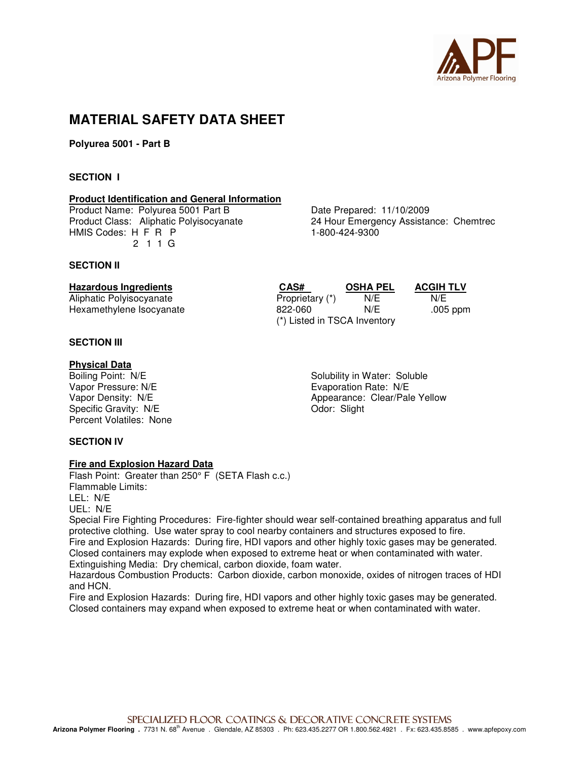# MATERIAL SAFETY DATA SHEET

**Polyurea 5001 - Part B**

## SECTION I

### Product Identification and General Information

Product Name: Polyurea 5001 Part B
Product Class: Aliphatic Polyisocyanate
HMIS Codes: H F R P
2 1 1 G

Date Prepared: 11/10/2009
24 Hour Emergency Assistance: Chemtrec
1-800-424-9300

## SECTION II

| Hazardous Ingredients | CAS# | OSHA PEL | ACGIH TLV |
|---|---|---|---|
| Aliphatic Polyisocyanate | Proprietary (*) | N/E | N/E |
| Hexamethylene Isocyanate | 822-060 | N/E | .005 ppm |

(*) Listed in TSCA Inventory

## SECTION III

### Physical Data

Boiling Point: N/E
Vapor Pressure: N/E
Vapor Density: N/E
Specific Gravity: N/E
Percent Volatiles: None

Solubility in Water: Soluble
Evaporation Rate: N/E
Appearance: Clear/Pale Yellow
Odor: Slight

## SECTION IV

### Fire and Explosion Hazard Data

Flash Point: Greater than 250° F (SETA Flash c.c.)
Flammable Limits:
LEL: N/E
UEL: N/E
Special Fire Fighting Procedures: Fire-fighter should wear self-contained breathing apparatus and full protective clothing. Use water spray to cool nearby containers and structures exposed to fire.
Fire and Explosion Hazards: During fire, HDI vapors and other highly toxic gases may be generated. Closed containers may explode when exposed to extreme heat or when contaminated with water.
Extinguishing Media: Dry chemical, carbon dioxide, foam water.
Hazardous Combustion Products: Carbon dioxide, carbon monoxide, oxides of nitrogen traces of HDI and HCN.
Fire and Explosion Hazards: During fire, HDI vapors and other highly toxic gases may be generated. Closed containers may expand when exposed to extreme heat or when contaminated with water.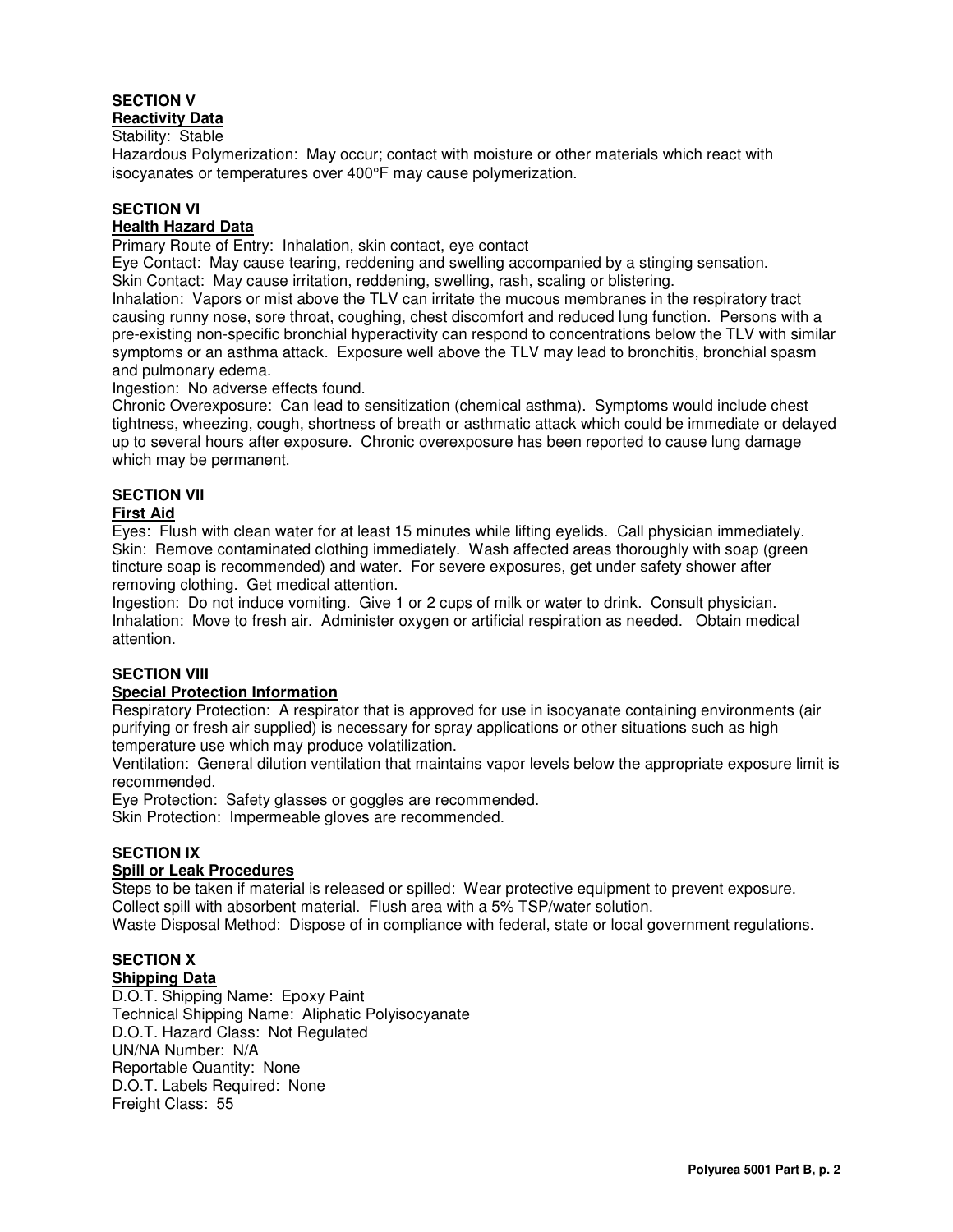**SECTION V**

**Reactivity Data**

Stability: Stable

Hazardous Polymerization: May occur; contact with moisture or other materials which react with isocyanates or temperatures over 400°F may cause polymerization.

**SECTION VI**

**Health Hazard Data**

Primary Route of Entry: Inhalation, skin contact, eye contact

Eye Contact: May cause tearing, reddening and swelling accompanied by a stinging sensation.

Skin Contact: May cause irritation, reddening, swelling, rash, scaling or blistering.

Inhalation: Vapors or mist above the TLV can irritate the mucous membranes in the respiratory tract causing runny nose, sore throat, coughing, chest discomfort and reduced lung function. Persons with a pre-existing non-specific bronchial hyperactivity can respond to concentrations below the TLV with similar symptoms or an asthma attack. Exposure well above the TLV may lead to bronchitis, bronchial spasm and pulmonary edema.

Ingestion: No adverse effects found.

Chronic Overexposure: Can lead to sensitization (chemical asthma). Symptoms would include chest tightness, wheezing, cough, shortness of breath or asthmatic attack which could be immediate or delayed up to several hours after exposure. Chronic overexposure has been reported to cause lung damage which may be permanent.

**SECTION VII**

**First Aid**

Eyes: Flush with clean water for at least 15 minutes while lifting eyelids. Call physician immediately.

Skin: Remove contaminated clothing immediately. Wash affected areas thoroughly with soap (green tincture soap is recommended) and water. For severe exposures, get under safety shower after removing clothing. Get medical attention.

Ingestion: Do not induce vomiting. Give 1 or 2 cups of milk or water to drink. Consult physician.

Inhalation: Move to fresh air. Administer oxygen or artificial respiration as needed. Obtain medical attention.

**SECTION VIII**

**Special Protection Information**

Respiratory Protection: A respirator that is approved for use in isocyanate containing environments (air purifying or fresh air supplied) is necessary for spray applications or other situations such as high temperature use which may produce volatilization.

Ventilation: General dilution ventilation that maintains vapor levels below the appropriate exposure limit is recommended.

Eye Protection: Safety glasses or goggles are recommended.

Skin Protection: Impermeable gloves are recommended.

**SECTION IX**

**Spill or Leak Procedures**

Steps to be taken if material is released or spilled: Wear protective equipment to prevent exposure. Collect spill with absorbent material. Flush area with a 5% TSP/water solution.

Waste Disposal Method: Dispose of in compliance with federal, state or local government regulations.

**SECTION X**

**Shipping Data**

D.O.T. Shipping Name: Epoxy Paint
Technical Shipping Name: Aliphatic Polyisocyanate
D.O.T. Hazard Class: Not Regulated
UN/NA Number: N/A
Reportable Quantity: None
D.O.T. Labels Required: None
Freight Class: 55